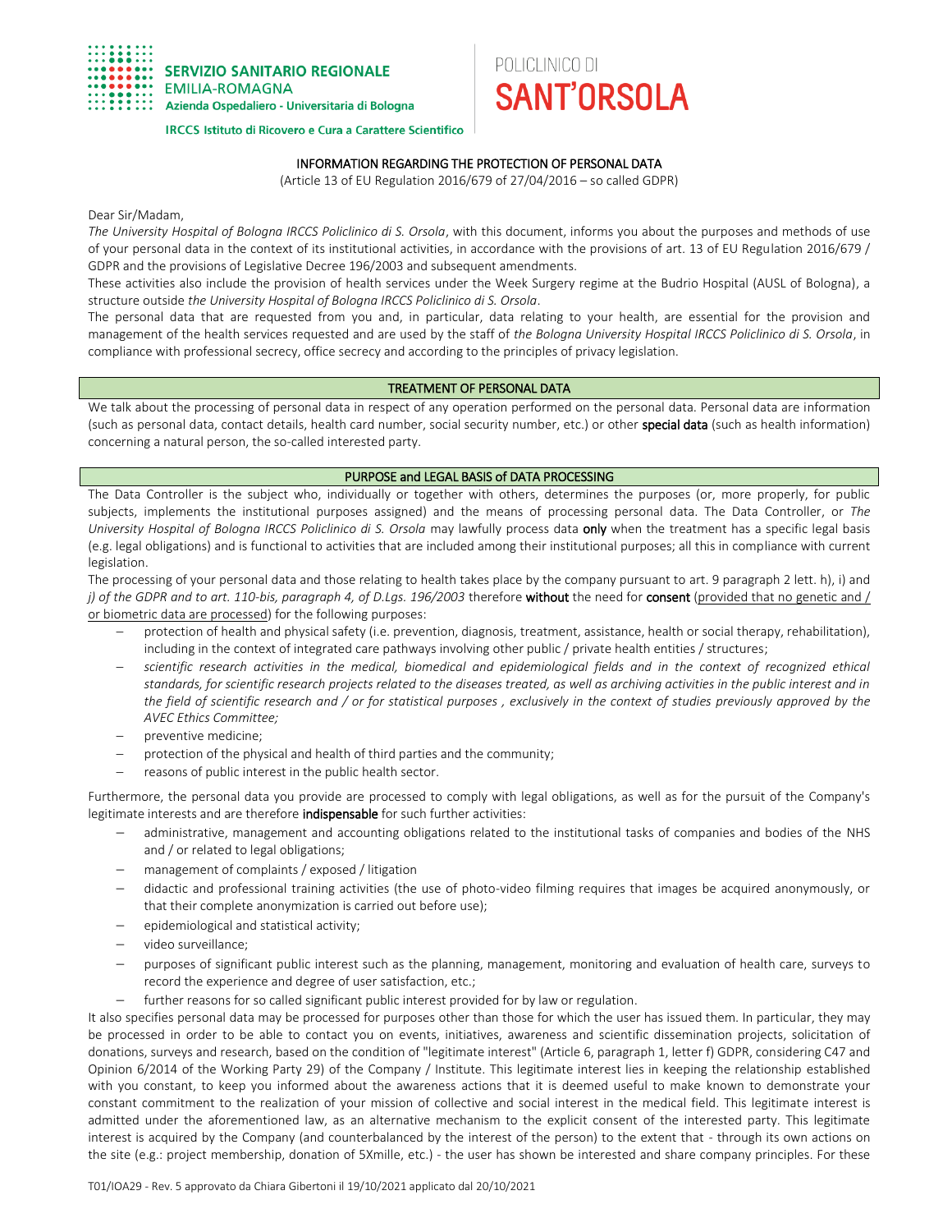SERVIZIO SANITARIO REGIONALE
EMILIA-ROMAGNA
Azienda Ospedaliero - Universitaria di Bologna
IRCCS Istituto di Ricovero e Cura a Carattere Scientifico

POLICLINICO DI
**SANT'ORSOLA**

# INFORMATION REGARDING THE PROTECTION OF PERSONAL DATA

(Article 13 of EU Regulation 2016/679 of 27/04/2016 – so called GDPR)

Dear Sir/Madam,

*The University Hospital of Bologna IRCCS Policlinico di S. Orsola*, with this document, informs you about the purposes and methods of use of your personal data in the context of its institutional activities, in accordance with the provisions of art. 13 of EU Regulation 2016/679 / GDPR and the provisions of Legislative Decree 196/2003 and subsequent amendments.

These activities also include the provision of health services under the Week Surgery regime at the Budrio Hospital (AUSL of Bologna), a structure outside *the University Hospital of Bologna IRCCS Policlinico di S. Orsola*.

The personal data that are requested from you and, in particular, data relating to your health, are essential for the provision and management of the health services requested and are used by the staff of *the Bologna University Hospital IRCCS Policlinico di S. Orsola*, in compliance with professional secrecy, office secrecy and according to the principles of privacy legislation.

## TREATMENT OF PERSONAL DATA

We talk about the processing of personal data in respect of any operation performed on the personal data. Personal data are information (such as personal data, contact details, health card number, social security number, etc.) or other **special data** (such as health information) concerning a natural person, the so-called interested party.

## PURPOSE and LEGAL BASIS of DATA PROCESSING

The Data Controller is the subject who, individually or together with others, determines the purposes (or, more properly, for public subjects, implements the institutional purposes assigned) and the means of processing personal data. The Data Controller, or *The University Hospital of Bologna IRCCS Policlinico di S. Orsola* may lawfully process data **only** when the treatment has a specific legal basis (e.g. legal obligations) and is functional to activities that are included among their institutional purposes; all this in compliance with current legislation.

The processing of your personal data and those relating to health takes place by the company pursuant to art. 9 paragraph 2 lett. h), i) and *j) of the GDPR and to art. 110-bis, paragraph 4, of D.Lgs. 196/2003* therefore **without** the need for **consent** (provided that no genetic and / or biometric data are processed) for the following purposes:

- protection of health and physical safety (i.e. prevention, diagnosis, treatment, assistance, health or social therapy, rehabilitation), including in the context of integrated care pathways involving other public / private health entities / structures;
- *scientific research activities in the medical, biomedical and epidemiological fields and in the context of recognized ethical standards, for scientific research projects related to the diseases treated, as well as archiving activities in the public interest and in the field of scientific research and / or for statistical purposes , exclusively in the context of studies previously approved by the AVEC Ethics Committee;*
- preventive medicine;
- protection of the physical and health of third parties and the community;
- reasons of public interest in the public health sector.

Furthermore, the personal data you provide are processed to comply with legal obligations, as well as for the pursuit of the Company's legitimate interests and are therefore **indispensable** for such further activities:

- administrative, management and accounting obligations related to the institutional tasks of companies and bodies of the NHS and / or related to legal obligations;
- management of complaints / exposed / litigation
- didactic and professional training activities (the use of photo-video filming requires that images be acquired anonymously, or that their complete anonymization is carried out before use);
- epidemiological and statistical activity;
- video surveillance;
- purposes of significant public interest such as the planning, management, monitoring and evaluation of health care, surveys to record the experience and degree of user satisfaction, etc.;
- further reasons for so called significant public interest provided for by law or regulation.

It also specifies personal data may be processed for purposes other than those for which the user has issued them. In particular, they may be processed in order to be able to contact you on events, initiatives, awareness and scientific dissemination projects, solicitation of donations, surveys and research, based on the condition of "legitimate interest" (Article 6, paragraph 1, letter f) GDPR, considering C47 and Opinion 6/2014 of the Working Party 29) of the Company / Institute. This legitimate interest lies in keeping the relationship established with you constant, to keep you informed about the awareness actions that it is deemed useful to make known to demonstrate your constant commitment to the realization of your mission of collective and social interest in the medical field. This legitimate interest is admitted under the aforementioned law, as an alternative mechanism to the explicit consent of the interested party. This legitimate interest is acquired by the Company (and counterbalanced by the interest of the person) to the extent that - through its own actions on the site (e.g.: project membership, donation of 5Xmille, etc.) - the user has shown be interested and share company principles. For these

T01/IOA29 - Rev. 5 approvato da Chiara Gibertoni il 19/10/2021 applicato dal 20/10/2021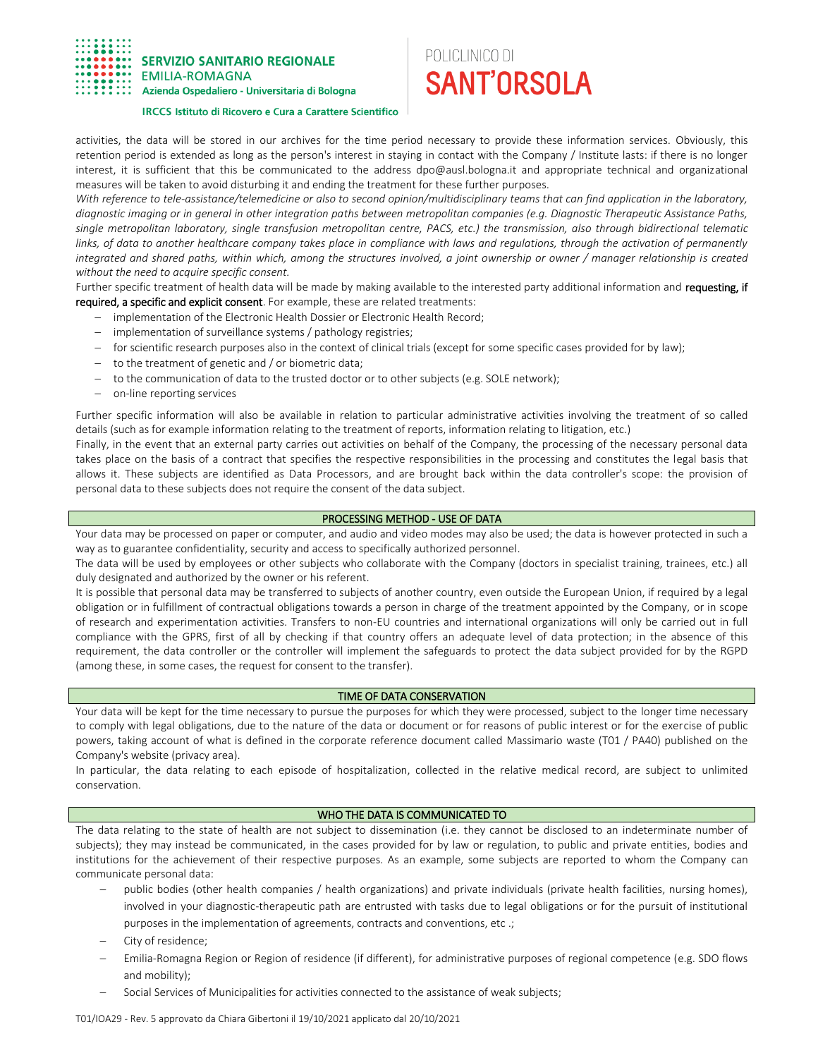activities, the data will be stored in our archives for the time period necessary to provide these information services. Obviously, this retention period is extended as long as the person's interest in staying in contact with the Company / Institute lasts: if there is no longer interest, it is sufficient that this be communicated to the address dpo@ausl.bologna.it and appropriate technical and organizational measures will be taken to avoid disturbing it and ending the treatment for these further purposes.

*With reference to tele-assistance/telemedicine or also to second opinion/multidisciplinary teams that can find application in the laboratory, diagnostic imaging or in general in other integration paths between metropolitan companies (e.g. Diagnostic Therapeutic Assistance Paths, single metropolitan laboratory, single transfusion metropolitan centre, PACS, etc.) the transmission, also through bidirectional telematic links, of data to another healthcare company takes place in compliance with laws and regulations, through the activation of permanently integrated and shared paths, within which, among the structures involved, a joint ownership or owner / manager relationship is created without the need to acquire specific consent.*

Further specific treatment of health data will be made by making available to the interested party additional information and **requesting, if required, a specific and explicit consent**. For example, these are related treatments:

- implementation of the Electronic Health Dossier or Electronic Health Record;
- implementation of surveillance systems / pathology registries;
- for scientific research purposes also in the context of clinical trials (except for some specific cases provided for by law);
- to the treatment of genetic and / or biometric data;
- to the communication of data to the trusted doctor or to other subjects (e.g. SOLE network);
- on-line reporting services

Further specific information will also be available in relation to particular administrative activities involving the treatment of so called details (such as for example information relating to the treatment of reports, information relating to litigation, etc.)

Finally, in the event that an external party carries out activities on behalf of the Company, the processing of the necessary personal data takes place on the basis of a contract that specifies the respective responsibilities in the processing and constitutes the legal basis that allows it. These subjects are identified as Data Processors, and are brought back within the data controller's scope: the provision of personal data to these subjects does not require the consent of the data subject.

## PROCESSING METHOD - USE OF DATA

Your data may be processed on paper or computer, and audio and video modes may also be used; the data is however protected in such a way as to guarantee confidentiality, security and access to specifically authorized personnel.

The data will be used by employees or other subjects who collaborate with the Company (doctors in specialist training, trainees, etc.) all duly designated and authorized by the owner or his referent.

It is possible that personal data may be transferred to subjects of another country, even outside the European Union, if required by a legal obligation or in fulfillment of contractual obligations towards a person in charge of the treatment appointed by the Company, or in scope of research and experimentation activities. Transfers to non-EU countries and international organizations will only be carried out in full compliance with the GPRS, first of all by checking if that country offers an adequate level of data protection; in the absence of this requirement, the data controller or the controller will implement the safeguards to protect the data subject provided for by the RGPD (among these, in some cases, the request for consent to the transfer).

## TIME OF DATA CONSERVATION

Your data will be kept for the time necessary to pursue the purposes for which they were processed, subject to the longer time necessary to comply with legal obligations, due to the nature of the data or document or for reasons of public interest or for the exercise of public powers, taking account of what is defined in the corporate reference document called Massimario waste (T01 / PA40) published on the Company's website (privacy area).

In particular, the data relating to each episode of hospitalization, collected in the relative medical record, are subject to unlimited conservation.

## WHO THE DATA IS COMMUNICATED TO

The data relating to the state of health are not subject to dissemination (i.e. they cannot be disclosed to an indeterminate number of subjects); they may instead be communicated, in the cases provided for by law or regulation, to public and private entities, bodies and institutions for the achievement of their respective purposes. As an example, some subjects are reported to whom the Company can communicate personal data:

- public bodies (other health companies / health organizations) and private individuals (private health facilities, nursing homes), involved in your diagnostic-therapeutic path are entrusted with tasks due to legal obligations or for the pursuit of institutional purposes in the implementation of agreements, contracts and conventions, etc .;
- City of residence;
- Emilia-Romagna Region or Region of residence (if different), for administrative purposes of regional competence (e.g. SDO flows and mobility);
- Social Services of Municipalities for activities connected to the assistance of weak subjects;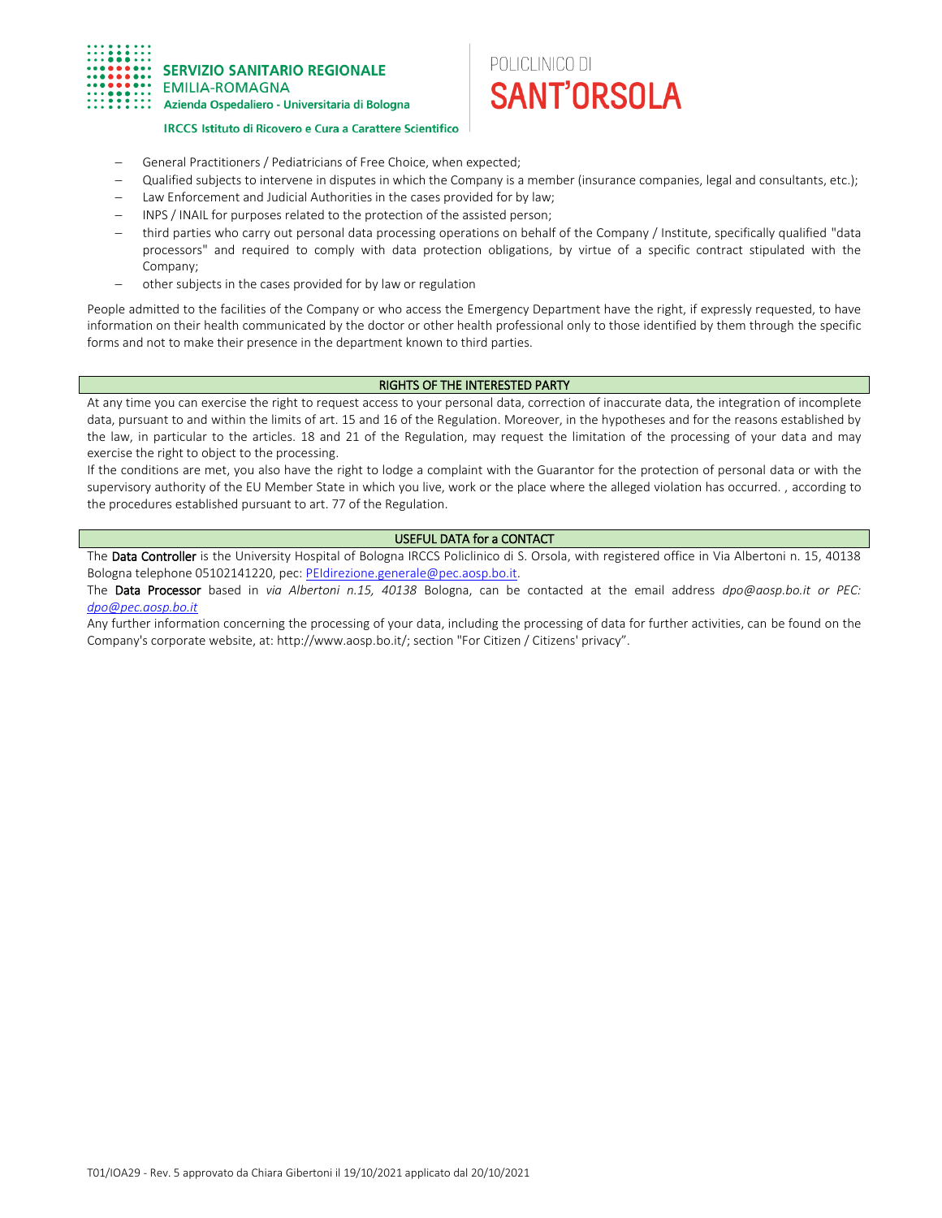- General Practitioners / Pediatricians of Free Choice, when expected;
- Qualified subjects to intervene in disputes in which the Company is a member (insurance companies, legal and consultants, etc.);
- Law Enforcement and Judicial Authorities in the cases provided for by law;
- INPS / INAIL for purposes related to the protection of the assisted person;
- third parties who carry out personal data processing operations on behalf of the Company / Institute, specifically qualified "data processors" and required to comply with data protection obligations, by virtue of a specific contract stipulated with the Company;
- other subjects in the cases provided for by law or regulation

People admitted to the facilities of the Company or who access the Emergency Department have the right, if expressly requested, to have information on their health communicated by the doctor or other health professional only to those identified by them through the specific forms and not to make their presence in the department known to third parties.

## RIGHTS OF THE INTERESTED PARTY

At any time you can exercise the right to request access to your personal data, correction of inaccurate data, the integration of incomplete data, pursuant to and within the limits of art. 15 and 16 of the Regulation. Moreover, in the hypotheses and for the reasons established by the law, in particular to the articles. 18 and 21 of the Regulation, may request the limitation of the processing of your data and may exercise the right to object to the processing.
If the conditions are met, you also have the right to lodge a complaint with the Guarantor for the protection of personal data or with the supervisory authority of the EU Member State in which you live, work or the place where the alleged violation has occurred. , according to the procedures established pursuant to art. 77 of the Regulation.

## USEFUL DATA for a CONTACT

The **Data Controller** is the University Hospital of Bologna IRCCS Policlinico di S. Orsola, with registered office in Via Albertoni n. 15, 40138 Bologna telephone 05102141220, pec: PEIdirezione.generale@pec.aosp.bo.it.
The **Data Processor** based in *via Albertoni n.15, 40138* Bologna, can be contacted at the email address *dpo@aosp.bo.it or PEC: dpo@pec.aosp.bo.it*
Any further information concerning the processing of your data, including the processing of data for further activities, can be found on the Company's corporate website, at: http://www.aosp.bo.it/; section "For Citizen / Citizens' privacy".

T01/IOA29 - Rev. 5 approvato da Chiara Gibertoni il 19/10/2021 applicato dal 20/10/2021